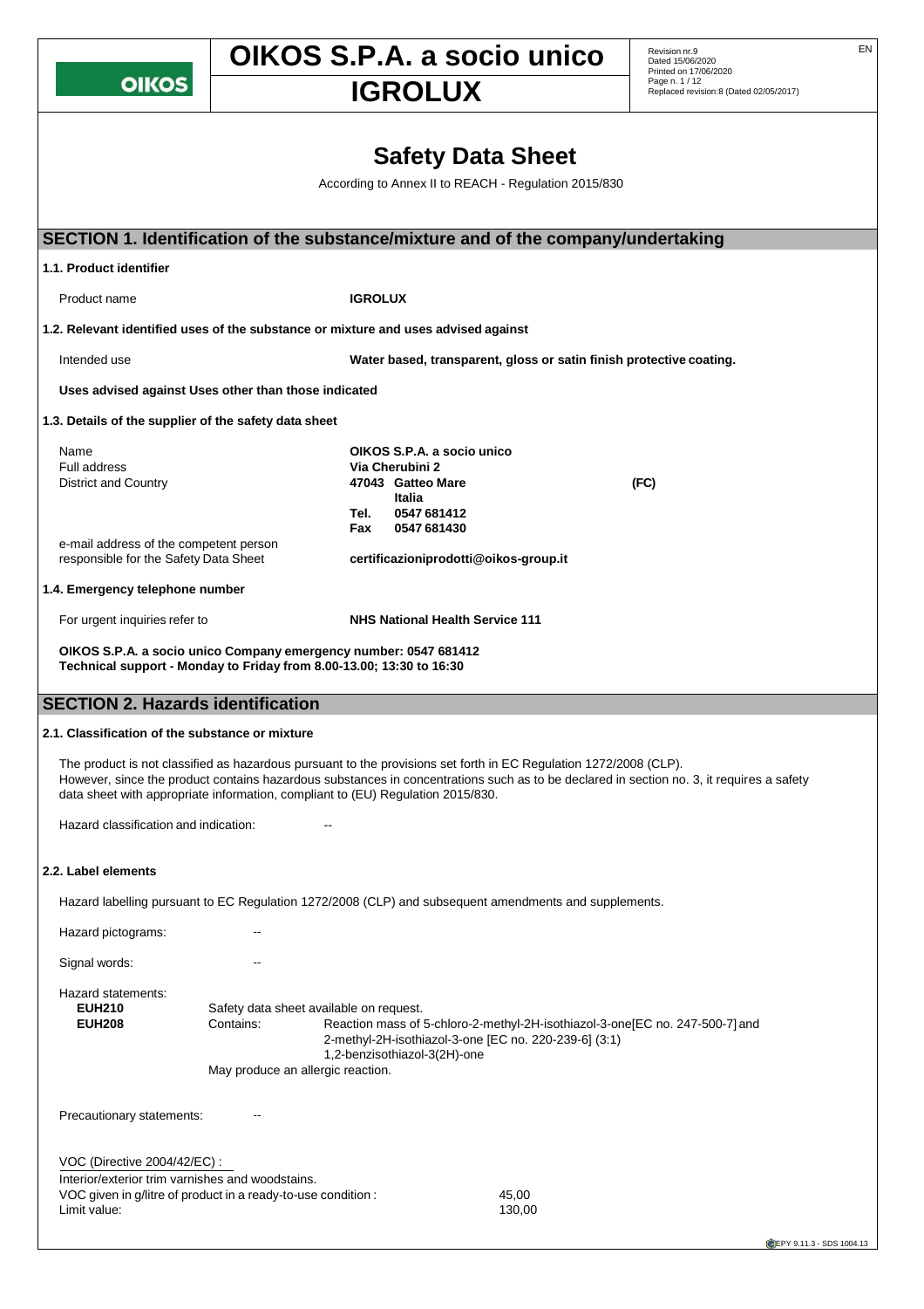# Safety Data Sheet

According to Annex II to REACH - Regulation 2015/830

## SECTION 1. Identification of the substance/mixture and of the company/undertaking

### 1.1. Product identifier

Product name **IGROLUX**

### 1.2. Relevant identified uses of the substance or mixture and uses advised against

Intended use **Water based, transparent, gloss or satin finish protective coating.**

**Uses advised against Uses other than those indicated**

### 1.3. Details of the supplier of the safety data sheet

| | |
|---|---|
| Name | **OIKOS S.P.A. a socio unico** |
| Full address | **Via Cherubini 2** |
| District and Country | **47043 Gatteo Mare (FC)** |
| | **Italia** |
| | **Tel. 0547 681412** |
| | **Fax 0547 681430** |
| e-mail address of the competent person responsible for the Safety Data Sheet | **certificazioniprodotti@oikos-group.it** |

### 1.4. Emergency telephone number

For urgent inquiries refer to **NHS National Health Service 111**

**OIKOS S.P.A. a socio unico Company emergency number: 0547 681412**
**Technical support - Monday to Friday from 8.00-13.00; 13:30 to 16:30**

## SECTION 2. Hazards identification

### 2.1. Classification of the substance or mixture

The product is not classified as hazardous pursuant to the provisions set forth in EC Regulation 1272/2008 (CLP).
However, since the product contains hazardous substances in concentrations such as to be declared in section no. 3, it requires a safety data sheet with appropriate information, compliant to (EU) Regulation 2015/830.

Hazard classification and indication: --

### 2.2. Label elements

Hazard labelling pursuant to EC Regulation 1272/2008 (CLP) and subsequent amendments and supplements.

Hazard pictograms: --

Signal words: --

Hazard statements:

**EUH210** Safety data sheet available on request.

**EUH208** Contains: Reaction mass of 5-chloro-2-methyl-2H-isothiazol-3-one[EC no. 247-500-7] and 2-methyl-2H-isothiazol-3-one [EC no. 220-239-6] (3:1)
1,2-benzisothiazol-3(2H)-one
May produce an allergic reaction.

Precautionary statements: --

VOC (Directive 2004/42/EC) :
Interior/exterior trim varnishes and woodstains.
VOC given in g/litre of product in a ready-to-use condition : 45,00
Limit value: 130,00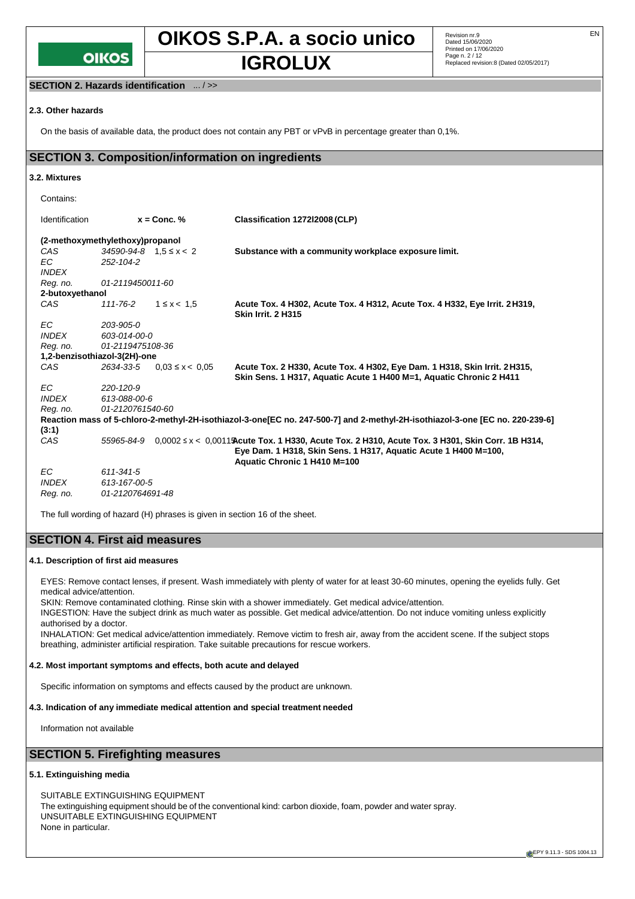**SECTION 2. Hazards identification** ... / >>

### 2.3. Other hazards

On the basis of available data, the product does not contain any PBT or vPvB in percentage greater than 0,1%.

## SECTION 3. Composition/information on ingredients

### 3.2. Mixtures

Contains:

| Identification | | x = Conc. % | Classification 1272/2008 (CLP) |
|---|---|---|---|
| **(2-methoxymethylethoxy)propanol** | | | |
| *CAS* | *34590-94-8* | 1,5 ≤ x < 2 | **Substance with a community workplace exposure limit.** |
| *EC* | *252-104-2* | | |
| *INDEX* | | | |
| *Reg. no.* | *01-2119450011-60* | | |
| **2-butoxyethanol** | | | |
| *CAS* | *111-76-2* | 1 ≤ x < 1,5 | **Acute Tox. 4 H302, Acute Tox. 4 H312, Acute Tox. 4 H332, Eye Irrit. 2 H319, Skin Irrit. 2 H315** |
| *EC* | *203-905-0* | | |
| *INDEX* | *603-014-00-0* | | |
| *Reg. no.* | *01-2119475108-36* | | |
| **1,2-benzisothiazol-3(2H)-one** | | | |
| *CAS* | *2634-33-5* | 0,03 ≤ x < 0,05 | **Acute Tox. 2 H330, Acute Tox. 4 H302, Eye Dam. 1 H318, Skin Irrit. 2 H315, Skin Sens. 1 H317, Aquatic Acute 1 H400 M=1, Aquatic Chronic 2 H411** |
| *EC* | *220-120-9* | | |
| *INDEX* | *613-088-00-6* | | |
| *Reg. no.* | *01-2120761540-60* | | |
| **Reaction mass of 5-chloro-2-methyl-2H-isothiazol-3-one[EC no. 247-500-7] and 2-methyl-2H-isothiazol-3-one [EC no. 220-239-6] (3:1)** | | | |
| *CAS* | *55965-84-9* | 0,0002 ≤ x < 0,0015 | **Acute Tox. 1 H330, Acute Tox. 2 H310, Acute Tox. 3 H301, Skin Corr. 1B H314, Eye Dam. 1 H318, Skin Sens. 1 H317, Aquatic Acute 1 H400 M=100, Aquatic Chronic 1 H410 M=100** |
| *EC* | *611-341-5* | | |
| *INDEX* | *613-167-00-5* | | |
| *Reg. no.* | *01-2120764691-48* | | |

The full wording of hazard (H) phrases is given in section 16 of the sheet.

## SECTION 4. First aid measures

### 4.1. Description of first aid measures

EYES: Remove contact lenses, if present. Wash immediately with plenty of water for at least 30-60 minutes, opening the eyelids fully. Get medical advice/attention.
SKIN: Remove contaminated clothing. Rinse skin with a shower immediately. Get medical advice/attention.
INGESTION: Have the subject drink as much water as possible. Get medical advice/attention. Do not induce vomiting unless explicitly authorised by a doctor.
INHALATION: Get medical advice/attention immediately. Remove victim to fresh air, away from the accident scene. If the subject stops breathing, administer artificial respiration. Take suitable precautions for rescue workers.

### 4.2. Most important symptoms and effects, both acute and delayed

Specific information on symptoms and effects caused by the product are unknown.

### 4.3. Indication of any immediate medical attention and special treatment needed

Information not available

## SECTION 5. Firefighting measures

### 5.1. Extinguishing media

SUITABLE EXTINGUISHING EQUIPMENT
The extinguishing equipment should be of the conventional kind: carbon dioxide, foam, powder and water spray.
UNSUITABLE EXTINGUISHING EQUIPMENT
None in particular.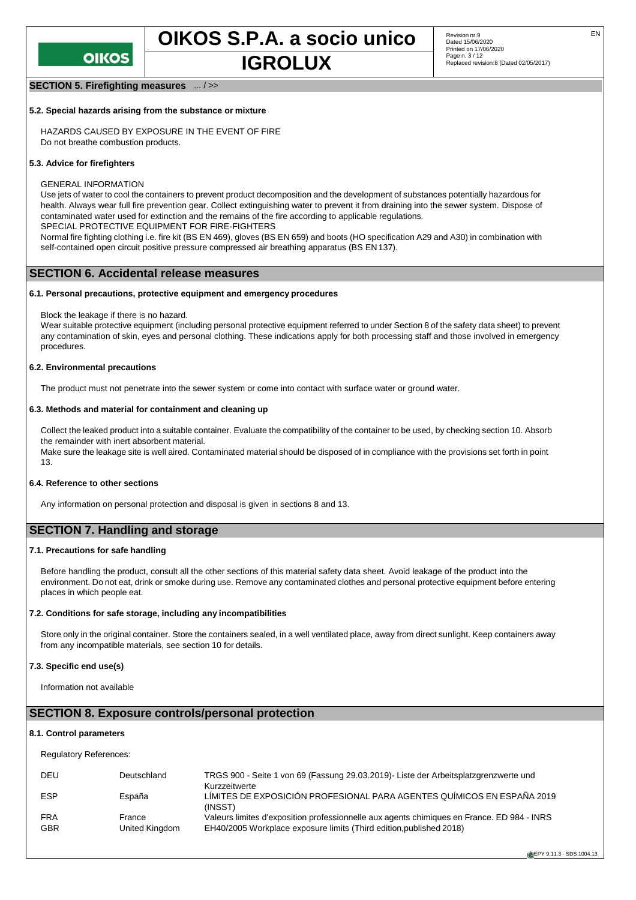**SECTION 5. Firefighting measures** ... / >>

### 5.2. Special hazards arising from the substance or mixture

HAZARDS CAUSED BY EXPOSURE IN THE EVENT OF FIRE
Do not breathe combustion products.

### 5.3. Advice for firefighters

GENERAL INFORMATION
Use jets of water to cool the containers to prevent product decomposition and the development of substances potentially hazardous for health. Always wear full fire prevention gear. Collect extinguishing water to prevent it from draining into the sewer system. Dispose of contaminated water used for extinction and the remains of the fire according to applicable regulations.
SPECIAL PROTECTIVE EQUIPMENT FOR FIRE-FIGHTERS
Normal fire fighting clothing i.e. fire kit (BS EN 469), gloves (BS EN 659) and boots (HO specification A29 and A30) in combination with self-contained open circuit positive pressure compressed air breathing apparatus (BS EN 137).

## SECTION 6. Accidental release measures

### 6.1. Personal precautions, protective equipment and emergency procedures

Block the leakage if there is no hazard.
Wear suitable protective equipment (including personal protective equipment referred to under Section 8 of the safety data sheet) to prevent any contamination of skin, eyes and personal clothing. These indications apply for both processing staff and those involved in emergency procedures.

### 6.2. Environmental precautions

The product must not penetrate into the sewer system or come into contact with surface water or ground water.

### 6.3. Methods and material for containment and cleaning up

Collect the leaked product into a suitable container. Evaluate the compatibility of the container to be used, by checking section 10. Absorb the remainder with inert absorbent material.
Make sure the leakage site is well aired. Contaminated material should be disposed of in compliance with the provisions set forth in point 13.

### 6.4. Reference to other sections

Any information on personal protection and disposal is given in sections 8 and 13.

## SECTION 7. Handling and storage

### 7.1. Precautions for safe handling

Before handling the product, consult all the other sections of this material safety data sheet. Avoid leakage of the product into the environment. Do not eat, drink or smoke during use. Remove any contaminated clothes and personal protective equipment before entering places in which people eat.

### 7.2. Conditions for safe storage, including any incompatibilities

Store only in the original container. Store the containers sealed, in a well ventilated place, away from direct sunlight. Keep containers away from any incompatible materials, see section 10 for details.

### 7.3. Specific end use(s)

Information not available

## SECTION 8. Exposure controls/personal protection

### 8.1. Control parameters

Regulatory References:

| | | |
|---|---|---|
| DEU | Deutschland | TRGS 900 - Seite 1 von 69 (Fassung 29.03.2019)- Liste der Arbeitsplatzgrenzwerte und Kurzzeitwerte |
| ESP | España | LÍMITES DE EXPOSICIÓN PROFESIONAL PARA AGENTES QUÍMICOS EN ESPAÑA 2019 (INSST) |
| FRA | France | Valeurs limites d'exposition professionnelle aux agents chimiques en France. ED 984 - INRS |
| GBR | United Kingdom | EH40/2005 Workplace exposure limits (Third edition,published 2018) |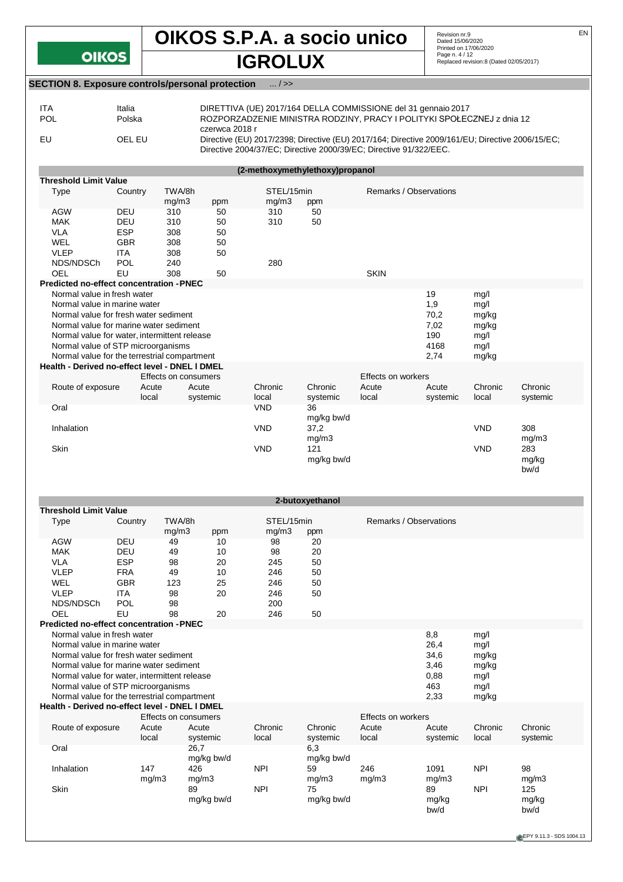## SECTION 8. Exposure controls/personal protection ... / >>

| | | |
|---|---|---|
| ITA | Italia | DIRETTIVA (UE) 2017/164 DELLA COMMISSIONE del 31 gennaio 2017 |
| POL | Polska | ROZPORZADZENIE MINISTRA RODZINY, PRACY I POLITYKI SPOŁECZNEJ z dnia 12 czerwca 2018 r |
| EU | OEL EU | Directive (EU) 2017/2398; Directive (EU) 2017/164; Directive 2009/161/EU; Directive 2006/15/EC; Directive 2004/37/EC; Directive 2000/39/EC; Directive 91/322/EEC. |

### (2-methoxymethylethoxy)propanol

**Threshold Limit Value**

| Type | Country | TWA/8h mg/m3 | TWA/8h ppm | STEL/15min mg/m3 | STEL/15min ppm | Remarks / Observations |
|---|---|---|---|---|---|---|
| AGW | DEU | 310 | 50 | 310 | 50 | |
| MAK | DEU | 310 | 50 | 310 | 50 | |
| VLA | ESP | 308 | 50 | | | |
| WEL | GBR | 308 | 50 | | | |
| VLEP | ITA | 308 | 50 | | | |
| NDS/NDSCh | POL | 240 | | 280 | | |
| OEL | EU | 308 | 50 | | | SKIN |

**Predicted no-effect concentration - PNEC**

| | | |
|---|---|---|
| Normal value in fresh water | 19 | mg/l |
| Normal value in marine water | 1,9 | mg/l |
| Normal value for fresh water sediment | 70,2 | mg/kg |
| Normal value for marine water sediment | 7,02 | mg/kg |
| Normal value for water, intermittent release | 190 | mg/l |
| Normal value of STP microorganisms | 4168 | mg/l |
| Normal value for the terrestrial compartment | 2,74 | mg/kg |

**Health - Derived no-effect level - DNEL / DMEL**

| Route of exposure | Effects on consumers Acute local | Effects on consumers Acute systemic | Effects on consumers Chronic local | Effects on consumers Chronic systemic | Effects on workers Acute local | Effects on workers Acute systemic | Effects on workers Chronic local | Effects on workers Chronic systemic |
|---|---|---|---|---|---|---|---|---|
| Oral | | | VND | 36 mg/kg bw/d | | | | |
| Inhalation | | | VND | 37,2 mg/m3 | | | VND | 308 mg/m3 |
| Skin | | | VND | 121 mg/kg bw/d | | | VND | 283 mg/kg bw/d |

### 2-butoxyethanol

**Threshold Limit Value**

| Type | Country | TWA/8h mg/m3 | TWA/8h ppm | STEL/15min mg/m3 | STEL/15min ppm | Remarks / Observations |
|---|---|---|---|---|---|---|
| AGW | DEU | 49 | 10 | 98 | 20 | |
| MAK | DEU | 49 | 10 | 98 | 20 | |
| VLA | ESP | 98 | 20 | 245 | 50 | |
| VLEP | FRA | 49 | 10 | 246 | 50 | |
| WEL | GBR | 123 | 25 | 246 | 50 | |
| VLEP | ITA | 98 | 20 | 246 | 50 | |
| NDS/NDSCh | POL | 98 | | 200 | | |
| OEL | EU | 98 | 20 | 246 | 50 | |

**Predicted no-effect concentration - PNEC**

| | | |
|---|---|---|
| Normal value in fresh water | 8,8 | mg/l |
| Normal value in marine water | 26,4 | mg/l |
| Normal value for fresh water sediment | 34,6 | mg/kg |
| Normal value for marine water sediment | 3,46 | mg/kg |
| Normal value for water, intermittent release | 0,88 | mg/l |
| Normal value of STP microorganisms | 463 | mg/l |
| Normal value for the terrestrial compartment | 2,33 | mg/kg |

**Health - Derived no-effect level - DNEL / DMEL**

| Route of exposure | Effects on consumers Acute local | Effects on consumers Acute systemic | Effects on consumers Chronic local | Effects on consumers Chronic systemic | Effects on workers Acute local | Effects on workers Acute systemic | Effects on workers Chronic local | Effects on workers Chronic systemic |
|---|---|---|---|---|---|---|---|---|
| Oral | | 26,7 mg/kg bw/d | | 6,3 mg/kg bw/d | | | | |
| Inhalation | 147 mg/m3 | 426 mg/m3 | NPI | 59 mg/m3 | 246 mg/m3 | 1091 mg/m3 | NPI | 98 mg/m3 |
| Skin | | 89 mg/kg bw/d | NPI | 75 mg/kg bw/d | | 89 mg/kg bw/d | NPI | 125 mg/kg bw/d |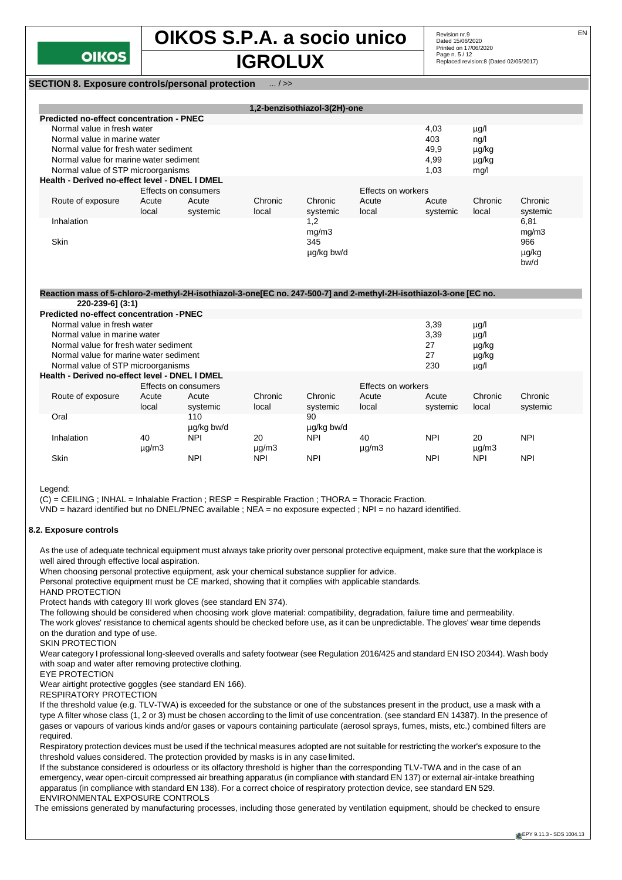## SECTION 8. Exposure controls/personal protection ... / >>

**1,2-benzisothiazol-3(2H)-one**

**Predicted no-effect concentration - PNEC**

| | | |
|---|---|---|
| Normal value in fresh water | 4,03 | µg/l |
| Normal value in marine water | 403 | ng/l |
| Normal value for fresh water sediment | 49,9 | µg/kg |
| Normal value for marine water sediment | 4,99 | µg/kg |
| Normal value of STP microorganisms | 1,03 | mg/l |

**Health - Derived no-effect level - DNEL / DMEL**

| | Effects on consumers | | | | Effects on workers | | | |
|---|---|---|---|---|---|---|---|---|
| Route of exposure | Acute local | Acute systemic | Chronic local | Chronic systemic | Acute local | Acute systemic | Chronic local | Chronic systemic |
| Inhalation | | | | 1,2 mg/m3 | | | | 6,81 mg/m3 |
| Skin | | | | 345 µg/kg bw/d | | | | 966 µg/kg bw/d |

**Reaction mass of 5-chloro-2-methyl-2H-isothiazol-3-one[EC no. 247-500-7] and 2-methyl-2H-isothiazol-3-one [EC no. 220-239-6] (3:1)**

**Predicted no-effect concentration - PNEC**

| | | |
|---|---|---|
| Normal value in fresh water | 3,39 | µg/l |
| Normal value in marine water | 3,39 | µg/l |
| Normal value for fresh water sediment | 27 | µg/kg |
| Normal value for marine water sediment | 27 | µg/kg |
| Normal value of STP microorganisms | 230 | µg/l |

**Health - Derived no-effect level - DNEL / DMEL**

| | Effects on consumers | | | | Effects on workers | | | |
|---|---|---|---|---|---|---|---|---|
| Route of exposure | Acute local | Acute systemic | Chronic local | Chronic systemic | Acute local | Acute systemic | Chronic local | Chronic systemic |
| Oral | | 110 µg/kg bw/d | | 90 µg/kg bw/d | | | | |
| Inhalation | 40 µg/m3 | NPI | 20 µg/m3 | NPI | 40 µg/m3 | NPI | 20 µg/m3 | NPI |
| Skin | | NPI | NPI | NPI | | NPI | NPI | NPI |

Legend:

(C) = CEILING ; INHAL = Inhalable Fraction ; RESP = Respirable Fraction ; THORA = Thoracic Fraction.

VND = hazard identified but no DNEL/PNEC available ; NEA = no exposure expected ; NPI = no hazard identified.

### 8.2. Exposure controls

As the use of adequate technical equipment must always take priority over personal protective equipment, make sure that the workplace is well aired through effective local aspiration.

When choosing personal protective equipment, ask your chemical substance supplier for advice.

Personal protective equipment must be CE marked, showing that it complies with applicable standards.

HAND PROTECTION

Protect hands with category III work gloves (see standard EN 374).

The following should be considered when choosing work glove material: compatibility, degradation, failure time and permeability.

The work gloves' resistance to chemical agents should be checked before use, as it can be unpredictable. The gloves' wear time depends on the duration and type of use.

SKIN PROTECTION

Wear category I professional long-sleeved overalls and safety footwear (see Regulation 2016/425 and standard EN ISO 20344). Wash body with soap and water after removing protective clothing.

EYE PROTECTION

Wear airtight protective goggles (see standard EN 166).

RESPIRATORY PROTECTION

If the threshold value (e.g. TLV-TWA) is exceeded for the substance or one of the substances present in the product, use a mask with a type A filter whose class (1, 2 or 3) must be chosen according to the limit of use concentration. (see standard EN 14387). In the presence of gases or vapours of various kinds and/or gases or vapours containing particulate (aerosol sprays, fumes, mists, etc.) combined filters are required.

Respiratory protection devices must be used if the technical measures adopted are not suitable for restricting the worker's exposure to the threshold values considered. The protection provided by masks is in any case limited.

If the substance considered is odourless or its olfactory threshold is higher than the corresponding TLV-TWA and in the case of an emergency, wear open-circuit compressed air breathing apparatus (in compliance with standard EN 137) or external air-intake breathing apparatus (in compliance with standard EN 138). For a correct choice of respiratory protection device, see standard EN 529.

ENVIRONMENTAL EXPOSURE CONTROLS

The emissions generated by manufacturing processes, including those generated by ventilation equipment, should be checked to ensure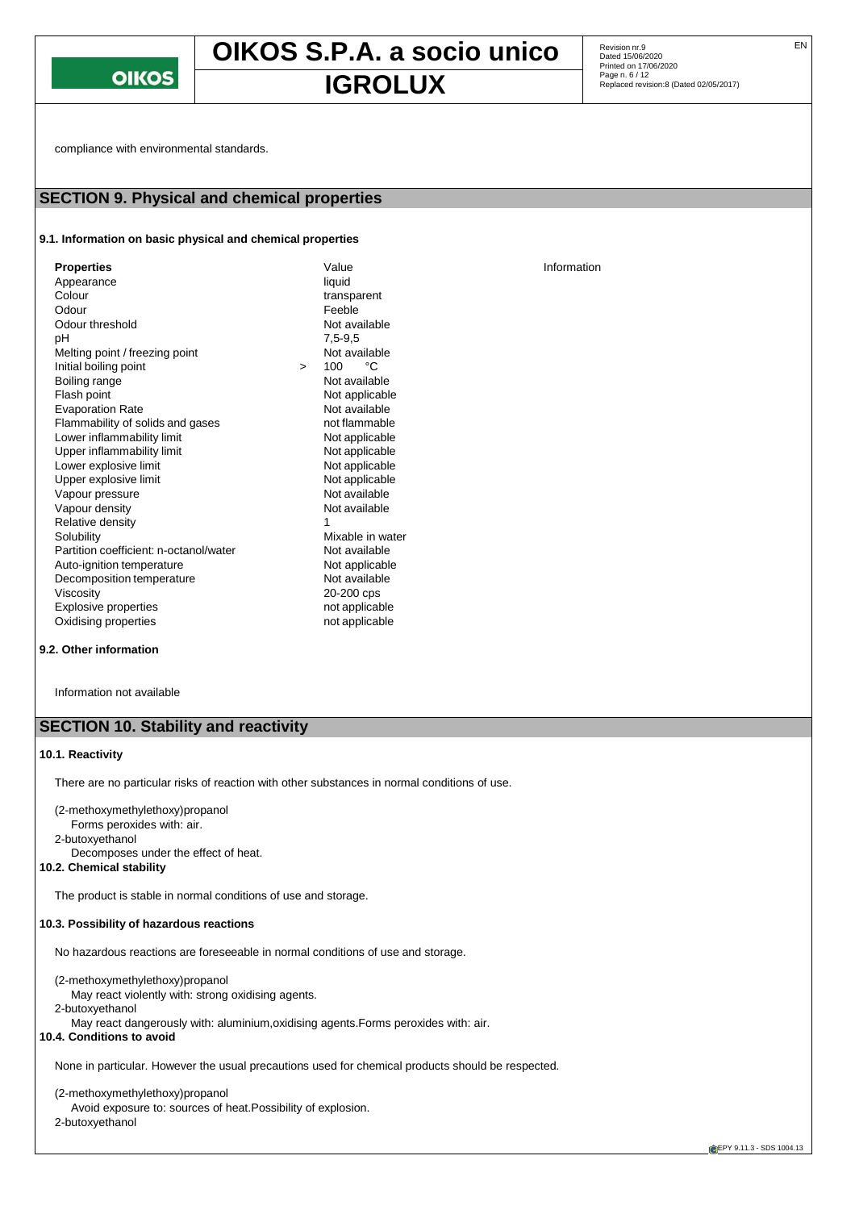compliance with environmental standards.

## SECTION 9. Physical and chemical properties

### 9.1. Information on basic physical and chemical properties

| Properties | | Value | Information |
|---|---|---|---|
| Appearance | | liquid | |
| Colour | | transparent | |
| Odour | | Feeble | |
| Odour threshold | | Not available | |
| pH | | 7,5-9,5 | |
| Melting point / freezing point | | Not available | |
| Initial boiling point | > | 100 °C | |
| Boiling range | | Not available | |
| Flash point | | Not applicable | |
| Evaporation Rate | | Not available | |
| Flammability of solids and gases | | not flammable | |
| Lower inflammability limit | | Not applicable | |
| Upper inflammability limit | | Not applicable | |
| Lower explosive limit | | Not applicable | |
| Upper explosive limit | | Not applicable | |
| Vapour pressure | | Not available | |
| Vapour density | | Not available | |
| Relative density | | 1 | |
| Solubility | | Mixable in water | |
| Partition coefficient: n-octanol/water | | Not available | |
| Auto-ignition temperature | | Not applicable | |
| Decomposition temperature | | Not available | |
| Viscosity | | 20-200 cps | |
| Explosive properties | | not applicable | |
| Oxidising properties | | not applicable | |

### 9.2. Other information

Information not available

## SECTION 10. Stability and reactivity

### 10.1. Reactivity

There are no particular risks of reaction with other substances in normal conditions of use.

(2-methoxymethylethoxy)propanol
Forms peroxides with: air.
2-butoxyethanol
Decomposes under the effect of heat.

### 10.2. Chemical stability

The product is stable in normal conditions of use and storage.

### 10.3. Possibility of hazardous reactions

No hazardous reactions are foreseeable in normal conditions of use and storage.

(2-methoxymethylethoxy)propanol
May react violently with: strong oxidising agents.
2-butoxyethanol
May react dangerously with: aluminium,oxidising agents.Forms peroxides with: air.

### 10.4. Conditions to avoid

None in particular. However the usual precautions used for chemical products should be respected.

(2-methoxymethylethoxy)propanol
Avoid exposure to: sources of heat.Possibility of explosion.
2-butoxyethanol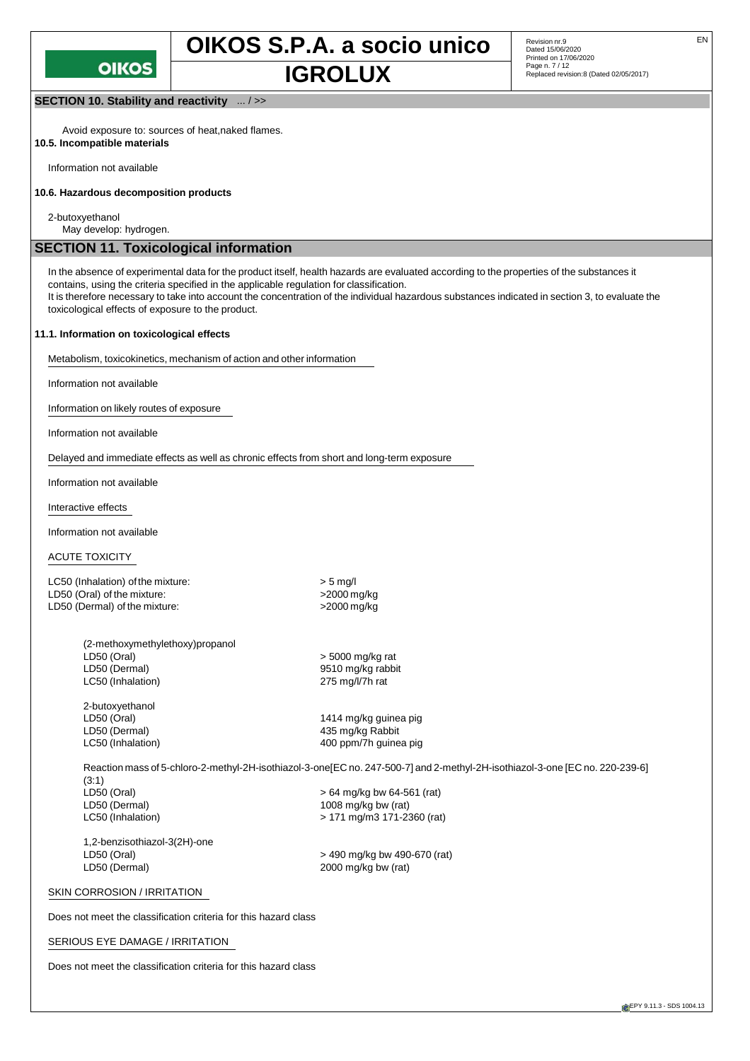**SECTION 10. Stability and reactivity** ... / >>

Avoid exposure to: sources of heat,naked flames.

**10.5. Incompatible materials**

Information not available

**10.6. Hazardous decomposition products**

2-butoxyethanol
May develop: hydrogen.

## SECTION 11. Toxicological information

In the absence of experimental data for the product itself, health hazards are evaluated according to the properties of the substances it contains, using the criteria specified in the applicable regulation for classification.
It is therefore necessary to take into account the concentration of the individual hazardous substances indicated in section 3, to evaluate the toxicological effects of exposure to the product.

**11.1. Information on toxicological effects**

Metabolism, toxicokinetics, mechanism of action and other information

Information not available

Information on likely routes of exposure

Information not available

Delayed and immediate effects as well as chronic effects from short and long-term exposure

Information not available

Interactive effects

Information not available

ACUTE TOXICITY

| | |
|---|---|
| LC50 (Inhalation) of the mixture: | > 5 mg/l |
| LD50 (Oral) of the mixture: | >2000 mg/kg |
| LD50 (Dermal) of the mixture: | >2000 mg/kg |

(2-methoxymethylethoxy)propanol

| | |
|---|---|
| LD50 (Oral) | > 5000 mg/kg rat |
| LD50 (Dermal) | 9510 mg/kg rabbit |
| LC50 (Inhalation) | 275 mg/l/7h rat |

2-butoxyethanol

| | |
|---|---|
| LD50 (Oral) | 1414 mg/kg guinea pig |
| LD50 (Dermal) | 435 mg/kg Rabbit |
| LC50 (Inhalation) | 400 ppm/7h guinea pig |

Reaction mass of 5-chloro-2-methyl-2H-isothiazol-3-one[EC no. 247-500-7] and 2-methyl-2H-isothiazol-3-one [EC no. 220-239-6] (3:1)

| | |
|---|---|
| LD50 (Oral) | > 64 mg/kg bw 64-561 (rat) |
| LD50 (Dermal) | 1008 mg/kg bw (rat) |
| LC50 (Inhalation) | > 171 mg/m3 171-2360 (rat) |

1,2-benzisothiazol-3(2H)-one

| | |
|---|---|
| LD50 (Oral) | > 490 mg/kg bw 490-670 (rat) |
| LD50 (Dermal) | 2000 mg/kg bw (rat) |

SKIN CORROSION / IRRITATION

Does not meet the classification criteria for this hazard class

SERIOUS EYE DAMAGE / IRRITATION

Does not meet the classification criteria for this hazard class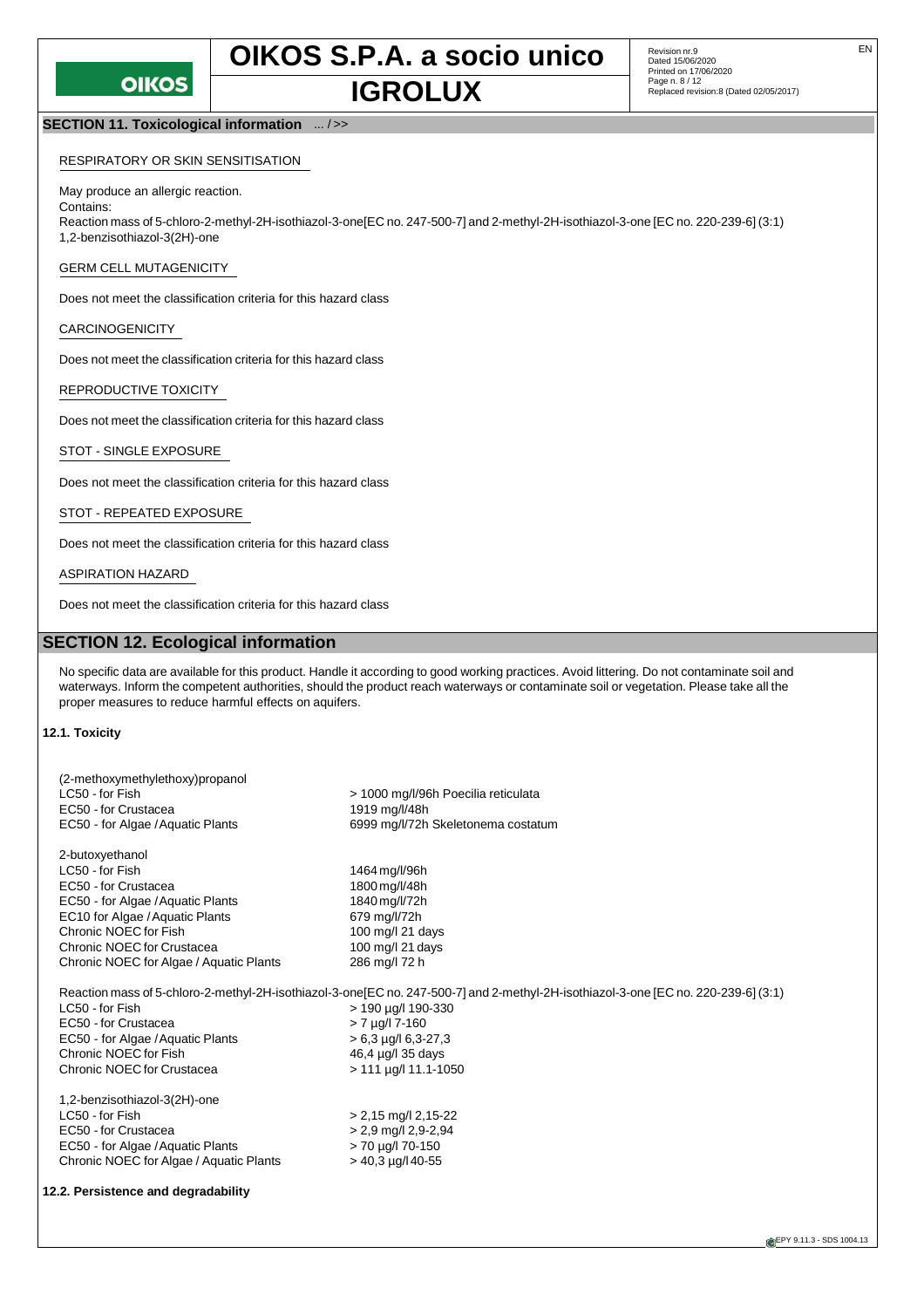## SECTION 11. Toxicological information ... / >>

RESPIRATORY OR SKIN SENSITISATION

May produce an allergic reaction.
Contains:
Reaction mass of 5-chloro-2-methyl-2H-isothiazol-3-one[EC no. 247-500-7] and 2-methyl-2H-isothiazol-3-one [EC no. 220-239-6] (3:1)
1,2-benzisothiazol-3(2H)-one

GERM CELL MUTAGENICITY

Does not meet the classification criteria for this hazard class

CARCINOGENICITY

Does not meet the classification criteria for this hazard class

REPRODUCTIVE TOXICITY

Does not meet the classification criteria for this hazard class

STOT - SINGLE EXPOSURE

Does not meet the classification criteria for this hazard class

STOT - REPEATED EXPOSURE

Does not meet the classification criteria for this hazard class

ASPIRATION HAZARD

Does not meet the classification criteria for this hazard class

## SECTION 12. Ecological information

No specific data are available for this product. Handle it according to good working practices. Avoid littering. Do not contaminate soil and waterways. Inform the competent authorities, should the product reach waterways or contaminate soil or vegetation. Please take all the proper measures to reduce harmful effects on aquifers.

### 12.1. Toxicity

(2-methoxymethylethoxy)propanol

| | |
|---|---|
| LC50 - for Fish | > 1000 mg/l/96h Poecilia reticulata |
| EC50 - for Crustacea | 1919 mg/l/48h |
| EC50 - for Algae / Aquatic Plants | 6999 mg/l/72h Skeletonema costatum |

2-butoxyethanol

| | |
|---|---|
| LC50 - for Fish | 1464 mg/l/96h |
| EC50 - for Crustacea | 1800 mg/l/48h |
| EC50 - for Algae / Aquatic Plants | 1840 mg/l/72h |
| EC10 for Algae / Aquatic Plants | 679 mg/l/72h |
| Chronic NOEC for Fish | 100 mg/l 21 days |
| Chronic NOEC for Crustacea | 100 mg/l 21 days |
| Chronic NOEC for Algae / Aquatic Plants | 286 mg/l 72 h |

Reaction mass of 5-chloro-2-methyl-2H-isothiazol-3-one[EC no. 247-500-7] and 2-methyl-2H-isothiazol-3-one [EC no. 220-239-6] (3:1)

| | |
|---|---|
| LC50 - for Fish | > 190 µg/l 190-330 |
| EC50 - for Crustacea | > 7 µg/l 7-160 |
| EC50 - for Algae / Aquatic Plants | > 6,3 µg/l 6,3-27,3 |
| Chronic NOEC for Fish | 46,4 µg/l 35 days |
| Chronic NOEC for Crustacea | > 111 µg/l 11.1-1050 |

1,2-benzisothiazol-3(2H)-one

| | |
|---|---|
| LC50 - for Fish | > 2,15 mg/l 2,15-22 |
| EC50 - for Crustacea | > 2,9 mg/l 2,9-2,94 |
| EC50 - for Algae / Aquatic Plants | > 70 µg/l 70-150 |
| Chronic NOEC for Algae / Aquatic Plants | > 40,3 µg/l 40-55 |

### 12.2. Persistence and degradability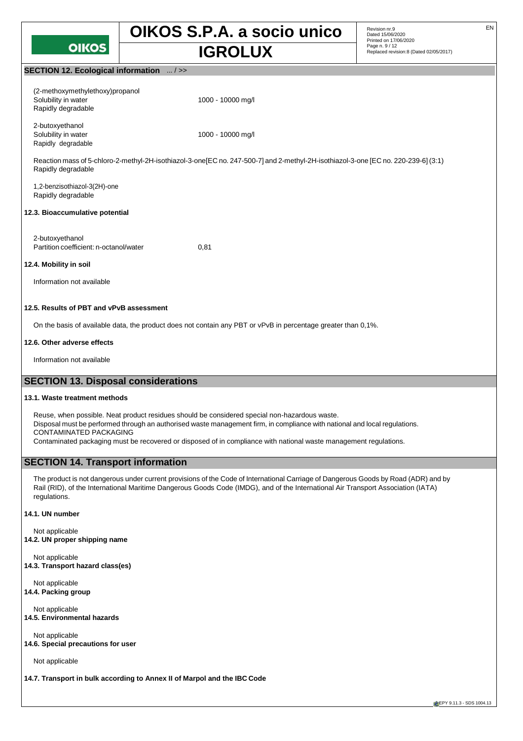## SECTION 12. Ecological information ... / >>

(2-methoxymethylethoxy)propanol
Solubility in water 1000 - 10000 mg/l
Rapidly degradable

2-butoxyethanol
Solubility in water 1000 - 10000 mg/l
Rapidly degradable

Reaction mass of 5-chloro-2-methyl-2H-isothiazol-3-one[EC no. 247-500-7] and 2-methyl-2H-isothiazol-3-one [EC no. 220-239-6] (3:1)
Rapidly degradable

1,2-benzisothiazol-3(2H)-one
Rapidly degradable

### 12.3. Bioaccumulative potential

2-butoxyethanol
Partition coefficient: n-octanol/water 0,81

### 12.4. Mobility in soil

Information not available

### 12.5. Results of PBT and vPvB assessment

On the basis of available data, the product does not contain any PBT or vPvB in percentage greater than 0,1%.

### 12.6. Other adverse effects

Information not available

## SECTION 13. Disposal considerations

### 13.1. Waste treatment methods

Reuse, when possible. Neat product residues should be considered special non-hazardous waste.
Disposal must be performed through an authorised waste management firm, in compliance with national and local regulations.
CONTAMINATED PACKAGING
Contaminated packaging must be recovered or disposed of in compliance with national waste management regulations.

## SECTION 14. Transport information

The product is not dangerous under current provisions of the Code of International Carriage of Dangerous Goods by Road (ADR) and by Rail (RID), of the International Maritime Dangerous Goods Code (IMDG), and of the International Air Transport Association (IATA) regulations.

### 14.1. UN number

Not applicable

### 14.2. UN proper shipping name

Not applicable

### 14.3. Transport hazard class(es)

Not applicable

### 14.4. Packing group

Not applicable

### 14.5. Environmental hazards

Not applicable

### 14.6. Special precautions for user

Not applicable

### 14.7. Transport in bulk according to Annex II of Marpol and the IBC Code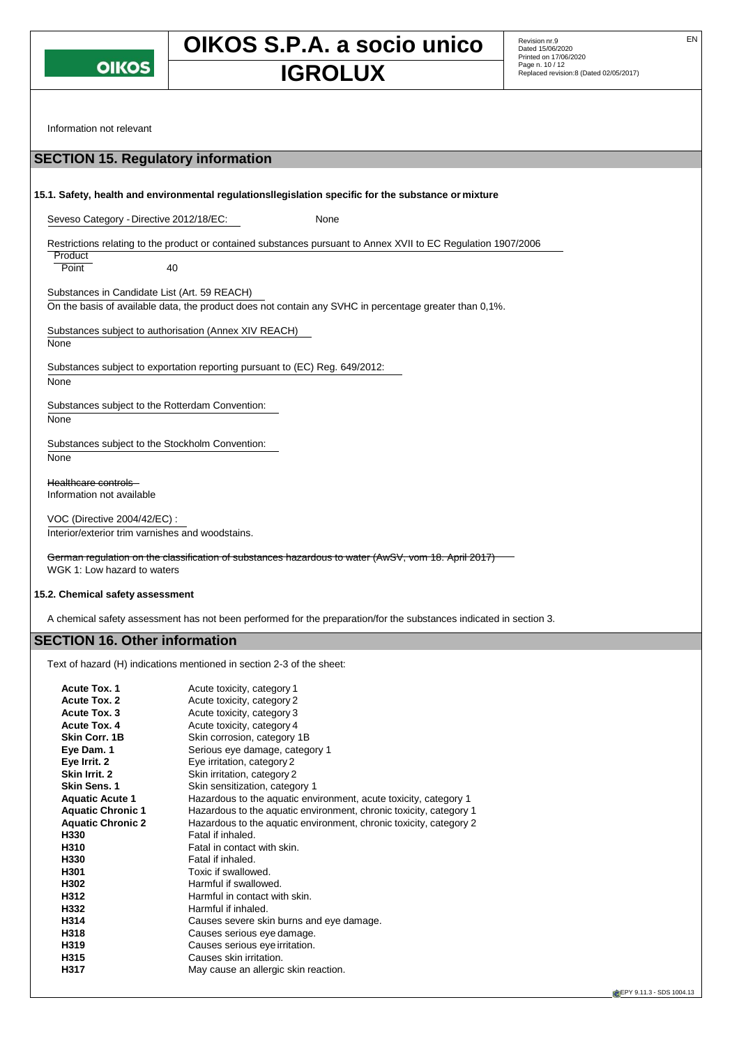Information not relevant

## SECTION 15. Regulatory information

### 15.1. Safety, health and environmental regulationsllegislation specific for the substance or mixture

Seveso Category - Directive 2012/18/EC: None

Restrictions relating to the product or contained substances pursuant to Annex XVII to EC Regulation 1907/2006

Product
Point 40

Substances in Candidate List (Art. 59 REACH)
On the basis of available data, the product does not contain any SVHC in percentage greater than 0,1%.

Substances subject to authorisation (Annex XIV REACH)
None

Substances subject to exportation reporting pursuant to (EC) Reg. 649/2012:
None

Substances subject to the Rotterdam Convention:
None

Substances subject to the Stockholm Convention:
None

~~Healthcare controls~~
Information not available

VOC (Directive 2004/42/EC) :
Interior/exterior trim varnishes and woodstains.

~~German regulation on the classification of substances hazardous to water (AwSV, vom 18. April 2017)~~
WGK 1: Low hazard to waters

### 15.2. Chemical safety assessment

A chemical safety assessment has not been performed for the preparation/for the substances indicated in section 3.

## SECTION 16. Other information

Text of hazard (H) indications mentioned in section 2-3 of the sheet:

| | |
|---|---|
| **Acute Tox. 1** | Acute toxicity, category 1 |
| **Acute Tox. 2** | Acute toxicity, category 2 |
| **Acute Tox. 3** | Acute toxicity, category 3 |
| **Acute Tox. 4** | Acute toxicity, category 4 |
| **Skin Corr. 1B** | Skin corrosion, category 1B |
| **Eye Dam. 1** | Serious eye damage, category 1 |
| **Eye Irrit. 2** | Eye irritation, category 2 |
| **Skin Irrit. 2** | Skin irritation, category 2 |
| **Skin Sens. 1** | Skin sensitization, category 1 |
| **Aquatic Acute 1** | Hazardous to the aquatic environment, acute toxicity, category 1 |
| **Aquatic Chronic 1** | Hazardous to the aquatic environment, chronic toxicity, category 1 |
| **Aquatic Chronic 2** | Hazardous to the aquatic environment, chronic toxicity, category 2 |
| **H330** | Fatal if inhaled. |
| **H310** | Fatal in contact with skin. |
| **H330** | Fatal if inhaled. |
| **H301** | Toxic if swallowed. |
| **H302** | Harmful if swallowed. |
| **H312** | Harmful in contact with skin. |
| **H332** | Harmful if inhaled. |
| **H314** | Causes severe skin burns and eye damage. |
| **H318** | Causes serious eye damage. |
| **H319** | Causes serious eye irritation. |
| **H315** | Causes skin irritation. |
| **H317** | May cause an allergic skin reaction. |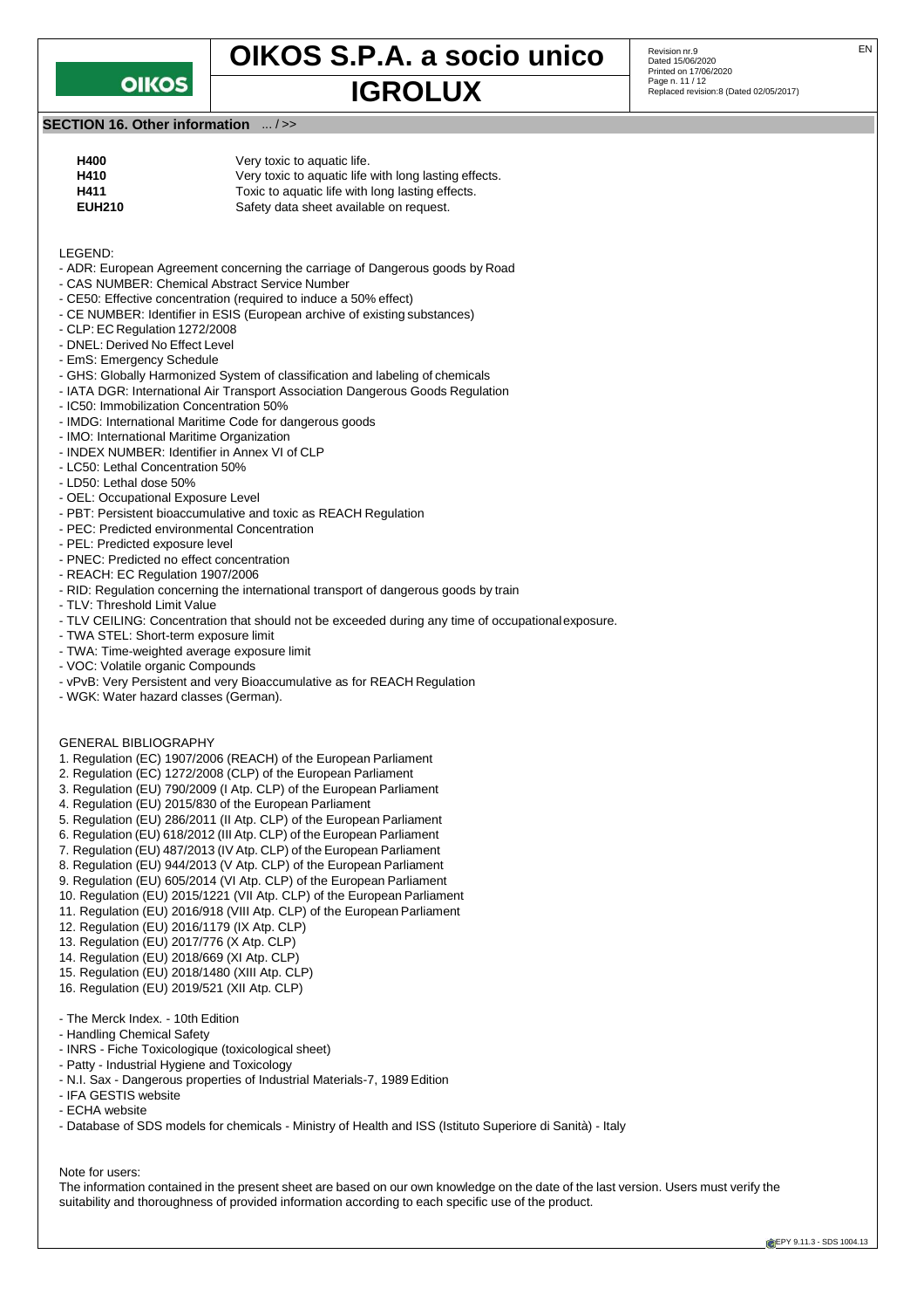## SECTION 16. Other information ... / >>

| | |
|---|---|
| **H400** | Very toxic to aquatic life. |
| **H410** | Very toxic to aquatic life with long lasting effects. |
| **H411** | Toxic to aquatic life with long lasting effects. |
| **EUH210** | Safety data sheet available on request. |

LEGEND:

- ADR: European Agreement concerning the carriage of Dangerous goods by Road
- CAS NUMBER: Chemical Abstract Service Number
- CE50: Effective concentration (required to induce a 50% effect)
- CE NUMBER: Identifier in ESIS (European archive of existing substances)
- CLP: EC Regulation 1272/2008
- DNEL: Derived No Effect Level
- EmS: Emergency Schedule
- GHS: Globally Harmonized System of classification and labeling of chemicals
- IATA DGR: International Air Transport Association Dangerous Goods Regulation
- IC50: Immobilization Concentration 50%
- IMDG: International Maritime Code for dangerous goods
- IMO: International Maritime Organization
- INDEX NUMBER: Identifier in Annex VI of CLP
- LC50: Lethal Concentration 50%
- LD50: Lethal dose 50%
- OEL: Occupational Exposure Level
- PBT: Persistent bioaccumulative and toxic as REACH Regulation
- PEC: Predicted environmental Concentration
- PEL: Predicted exposure level
- PNEC: Predicted no effect concentration
- REACH: EC Regulation 1907/2006
- RID: Regulation concerning the international transport of dangerous goods by train
- TLV: Threshold Limit Value
- TLV CEILING: Concentration that should not be exceeded during any time of occupational exposure.
- TWA STEL: Short-term exposure limit
- TWA: Time-weighted average exposure limit
- VOC: Volatile organic Compounds
- vPvB: Very Persistent and very Bioaccumulative as for REACH Regulation
- WGK: Water hazard classes (German).

GENERAL BIBLIOGRAPHY

1. Regulation (EC) 1907/2006 (REACH) of the European Parliament
2. Regulation (EC) 1272/2008 (CLP) of the European Parliament
3. Regulation (EU) 790/2009 (I Atp. CLP) of the European Parliament
4. Regulation (EU) 2015/830 of the European Parliament
5. Regulation (EU) 286/2011 (II Atp. CLP) of the European Parliament
6. Regulation (EU) 618/2012 (III Atp. CLP) of the European Parliament
7. Regulation (EU) 487/2013 (IV Atp. CLP) of the European Parliament
8. Regulation (EU) 944/2013 (V Atp. CLP) of the European Parliament
9. Regulation (EU) 605/2014 (VI Atp. CLP) of the European Parliament
10. Regulation (EU) 2015/1221 (VII Atp. CLP) of the European Parliament
11. Regulation (EU) 2016/918 (VIII Atp. CLP) of the European Parliament
12. Regulation (EU) 2016/1179 (IX Atp. CLP)
13. Regulation (EU) 2017/776 (X Atp. CLP)
14. Regulation (EU) 2018/669 (XI Atp. CLP)
15. Regulation (EU) 2018/1480 (XIII Atp. CLP)
16. Regulation (EU) 2019/521 (XII Atp. CLP)

- The Merck Index. - 10th Edition
- Handling Chemical Safety
- INRS - Fiche Toxicologique (toxicological sheet)
- Patty - Industrial Hygiene and Toxicology
- N.I. Sax - Dangerous properties of Industrial Materials-7, 1989 Edition
- IFA GESTIS website
- ECHA website
- Database of SDS models for chemicals - Ministry of Health and ISS (Istituto Superiore di Sanità) - Italy

Note for users:

The information contained in the present sheet are based on our own knowledge on the date of the last version. Users must verify the suitability and thoroughness of provided information according to each specific use of the product.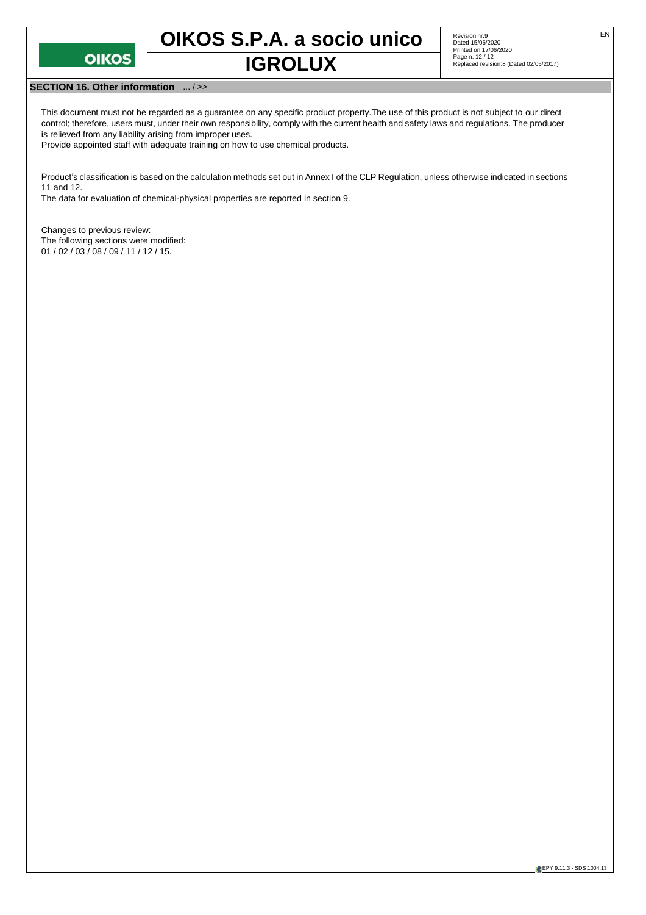## SECTION 16. Other information ... / >>

This document must not be regarded as a guarantee on any specific product property.The use of this product is not subject to our direct control; therefore, users must, under their own responsibility, comply with the current health and safety laws and regulations. The producer is relieved from any liability arising from improper uses.
Provide appointed staff with adequate training on how to use chemical products.

Product's classification is based on the calculation methods set out in Annex I of the CLP Regulation, unless otherwise indicated in sections 11 and 12.
The data for evaluation of chemical-physical properties are reported in section 9.

Changes to previous review:
The following sections were modified:
01 / 02 / 03 / 08 / 09 / 11 / 12 / 15.